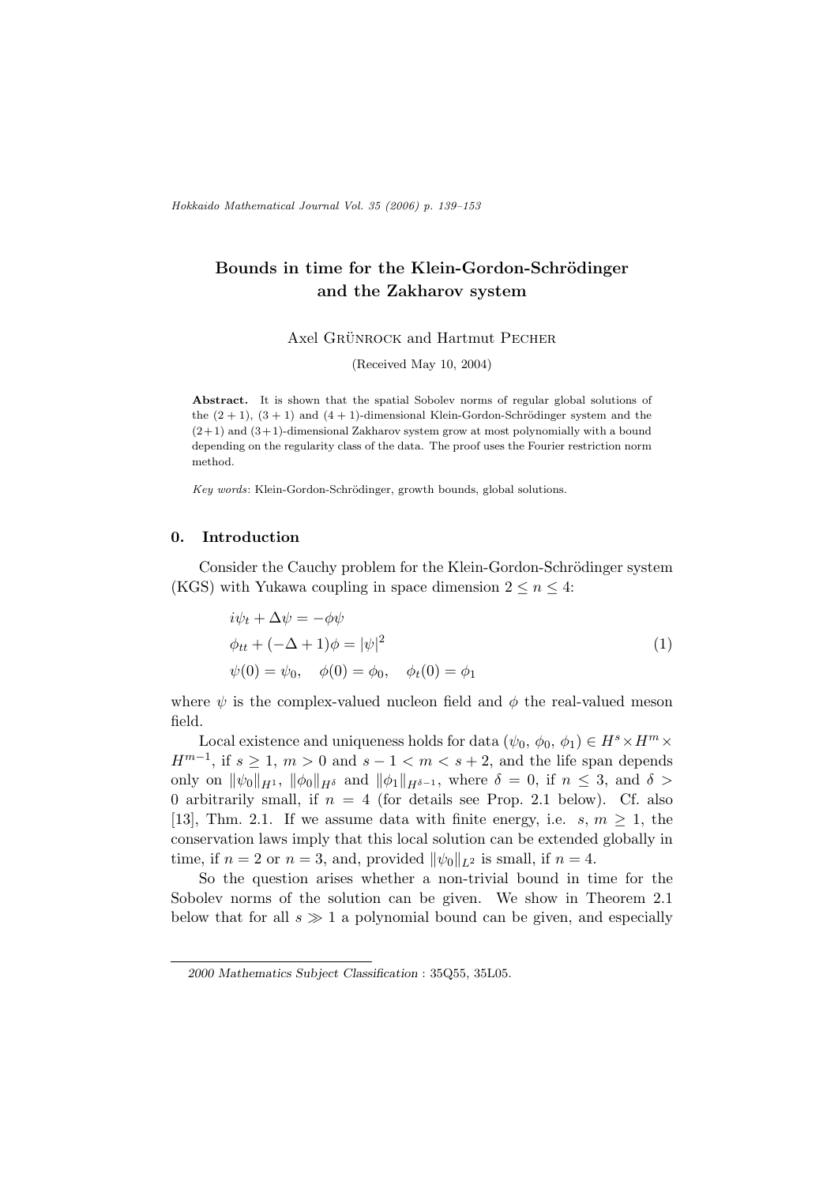# Bounds in time for the Klein-Gordon-Schrödinger and the Zakharov system

Axel Grünrock and Hartmut Pecher

(Received May 10, 2004)

**Abstract.** It is shown that the spatial Sobolev norms of regular global solutions of the $(2+1)$, $(3+1)$ and $(4+1)$-dimensional Klein-Gordon-Schrödinger system and the $(2+1)$ and $(3+1)$-dimensional Zakharov system grow at most polynomially with a bound depending on the regularity class of the data. The proof uses the Fourier restriction norm method.

*Key words*: Klein-Gordon-Schrödinger, growth bounds, global solutions.

## 0. Introduction

Consider the Cauchy problem for the Klein-Gordon-Schrödinger system (KGS) with Yukawa coupling in space dimension $2 \leq n \leq 4$:

$$
\begin{aligned}
& i\psi_t + \Delta\psi = -\phi\psi \\
& \phi_{tt} + (-\Delta + 1)\phi = |\psi|^2 \\
& \psi(0) = \psi_0, \quad \phi(0) = \phi_0, \quad \phi_t(0) = \phi_1
\end{aligned}
\tag{1}
$$

where $\psi$ is the complex-valued nucleon field and $\phi$ the real-valued meson field.

Local existence and uniqueness holds for data $(\psi_0, \phi_0, \phi_1) \in H^s \times H^m \times H^{m-1}$, if $s \geq 1$, $m > 0$ and $s - 1 < m < s + 2$, and the life span depends only on $\|\psi_0\|_{H^1}$, $\|\phi_0\|_{H^\delta}$ and $\|\phi_1\|_{H^{\delta-1}}$, where $\delta = 0$, if $n \leq 3$, and $\delta > 0$ arbitrarily small, if $n = 4$ (for details see Prop. 2.1 below). Cf. also [13], Thm. 2.1. If we assume data with finite energy, i.e. $s, m \geq 1$, the conservation laws imply that this local solution can be extended globally in time, if $n = 2$ or $n = 3$, and, provided $\|\psi_0\|_{L^2}$ is small, if $n = 4$.

So the question arises whether a non-trivial bound in time for the Sobolev norms of the solution can be given. We show in Theorem 2.1 below that for all $s \gg 1$ a polynomial bound can be given, and especially

---

*2000 Mathematics Subject Classification* : 35Q55, 35L05.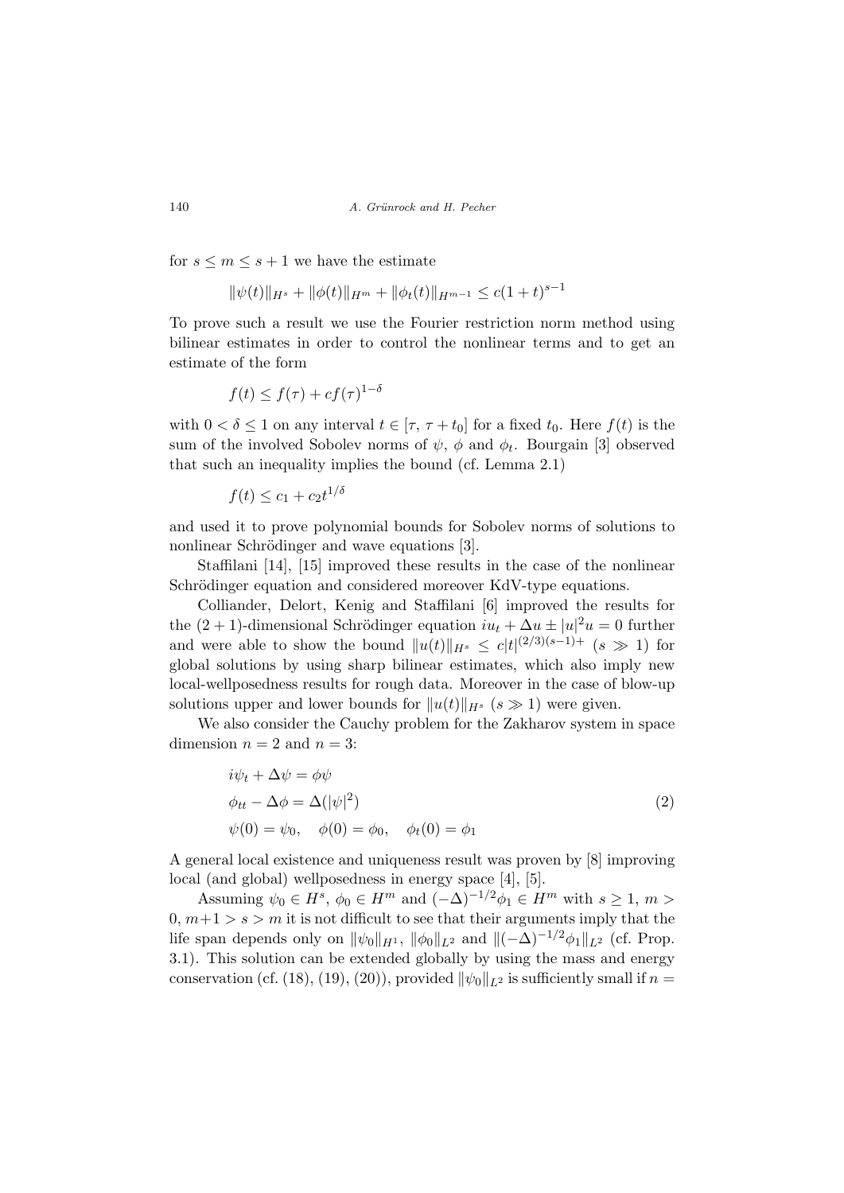for $s \leq m \leq s+1$ we have the estimate

$$\|\psi(t)\|_{H^s} + \|\phi(t)\|_{H^m} + \|\phi_t(t)\|_{H^{m-1}} \leq c(1+t)^{s-1}$$

To prove such a result we use the Fourier restriction norm method using bilinear estimates in order to control the nonlinear terms and to get an estimate of the form

$$f(t) \leq f(\tau) + cf(\tau)^{1-\delta}$$

with $0 < \delta \leq 1$ on any interval $t \in [\tau, \tau + t_0]$ for a fixed $t_0$. Here $f(t)$ is the sum of the involved Sobolev norms of $\psi$, $\phi$ and $\phi_t$. Bourgain [3] observed that such an inequality implies the bound (cf. Lemma 2.1)

$$f(t) \leq c_1 + c_2 t^{1/\delta}$$

and used it to prove polynomial bounds for Sobolev norms of solutions to nonlinear Schrödinger and wave equations [3].

Staffilani [14], [15] improved these results in the case of the nonlinear Schrödinger equation and considered moreover KdV-type equations.

Colliander, Delort, Kenig and Staffilani [6] improved the results for the $(2+1)$-dimensional Schrödinger equation $iu_t + \Delta u \pm |u|^2 u = 0$ further and were able to show the bound $\|u(t)\|_{H^s} \leq c|t|^{(2/3)(s-1)+}$ $(s \gg 1)$ for global solutions by using sharp bilinear estimates, which also imply new local-wellposedness results for rough data. Moreover in the case of blow-up solutions upper and lower bounds for $\|u(t)\|_{H^s}$ $(s \gg 1)$ were given.

We also consider the Cauchy problem for the Zakharov system in space dimension $n = 2$ and $n = 3$:

$$\begin{aligned} &i\psi_t + \Delta\psi = \phi\psi \\ &\phi_{tt} - \Delta\phi = \Delta(|\psi|^2) \\ &\psi(0) = \psi_0, \quad \phi(0) = \phi_0, \quad \phi_t(0) = \phi_1 \end{aligned} \tag{2}$$

A general local existence and uniqueness result was proven by [8] improving local (and global) wellposedness in energy space [4], [5].

Assuming $\psi_0 \in H^s$, $\phi_0 \in H^m$ and $(-\Delta)^{-1/2}\phi_1 \in H^m$ with $s \geq 1$, $m > 0$, $m+1 > s > m$ it is not difficult to see that their arguments imply that the life span depends only on $\|\psi_0\|_{H^1}$, $\|\phi_0\|_{L^2}$ and $\|(-\Delta)^{-1/2}\phi_1\|_{L^2}$ (cf. Prop. 3.1). This solution can be extended globally by using the mass and energy conservation (cf. (18), (19), (20)), provided $\|\psi_0\|_{L^2}$ is sufficiently small if $n =$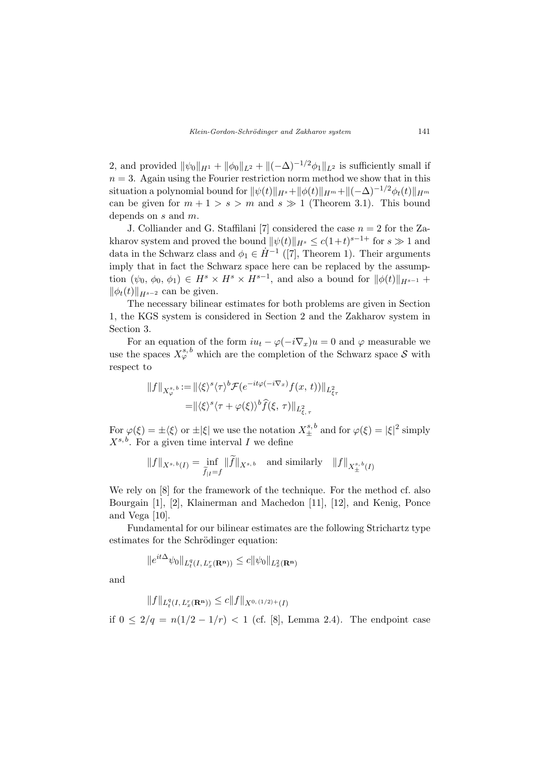2, and provided $\|\psi_0\|_{H^1} + \|\phi_0\|_{L^2} + \|(-\Delta)^{-1/2}\phi_1\|_{L^2}$ is sufficiently small if $n = 3$. Again using the Fourier restriction norm method we show that in this situation a polynomial bound for $\|\psi(t)\|_{H^s} + \|\phi(t)\|_{H^m} + \|(-\Delta)^{-1/2}\phi_t(t)\|_{H^m}$ can be given for $m + 1 > s > m$ and $s \gg 1$ (Theorem 3.1). This bound depends on $s$ and $m$.

J. Colliander and G. Staffilani [7] considered the case $n = 2$ for the Zakharov system and proved the bound $\|\psi(t)\|_{H^s} \leq c(1+t)^{s-1+}$ for $s \gg 1$ and data in the Schwarz class and $\phi_1 \in \dot{H}^{-1}$ ([7], Theorem 1). Their arguments imply that in fact the Schwarz space here can be replaced by the assumption $(\psi_0, \phi_0, \phi_1) \in H^s \times H^s \times H^{s-1}$, and also a bound for $\|\phi(t)\|_{H^{s-1}} + \|\phi_t(t)\|_{H^{s-2}}$ can be given.

The necessary bilinear estimates for both problems are given in Section 1, the KGS system is considered in Section 2 and the Zakharov system in Section 3.

For an equation of the form $iu_t - \varphi(-i\nabla_x)u = 0$ and $\varphi$ measurable we use the spaces $X^{s,b}_\varphi$ which are the completion of the Schwarz space $\mathcal{S}$ with respect to

$$\begin{aligned}\|f\|_{X^{s,b}_\varphi} &:= \|\langle\xi\rangle^s\langle\tau\rangle^b\mathcal{F}(e^{-it\varphi(-i\nabla_x)}f(x,t))\|_{L^2_{\xi\tau}} \\ &= \|\langle\xi\rangle^s\langle\tau + \varphi(\xi)\rangle^b\widehat{f}(\xi,\tau)\|_{L^2_{\xi,\tau}}\end{aligned}$$

For $\varphi(\xi) = \pm\langle\xi\rangle$ or $\pm|\xi|$ we use the notation $X^{s,b}_\pm$ and for $\varphi(\xi) = |\xi|^2$ simply $X^{s,b}$. For a given time interval $I$ we define

$$\|f\|_{X^{s,b}(I)} = \inf_{\widetilde{f}_{|I}=f}\|\widetilde{f}\|_{X^{s,b}} \quad \text{and similarly} \quad \|f\|_{X^{s,b}_\pm(I)}$$

We rely on [8] for the framework of the technique. For the method cf. also Bourgain [1], [2], Klainerman and Machedon [11], [12], and Kenig, Ponce and Vega [10].

Fundamental for our bilinear estimates are the following Strichartz type estimates for the Schrödinger equation:

$$\|e^{it\Delta}\psi_0\|_{L^q_t(I,L^r_x(\mathbf{R^n}))} \leq c\|\psi_0\|_{L^2_x(\mathbf{R^n})}$$

and

$$\|f\|_{L^q_t(I,L^r_x(\mathbf{R^n}))} \leq c\|f\|_{X^{0,(1/2)+}(I)}$$

if $0 \leq 2/q = n(1/2 - 1/r) < 1$ (cf. [8], Lemma 2.4). The endpoint case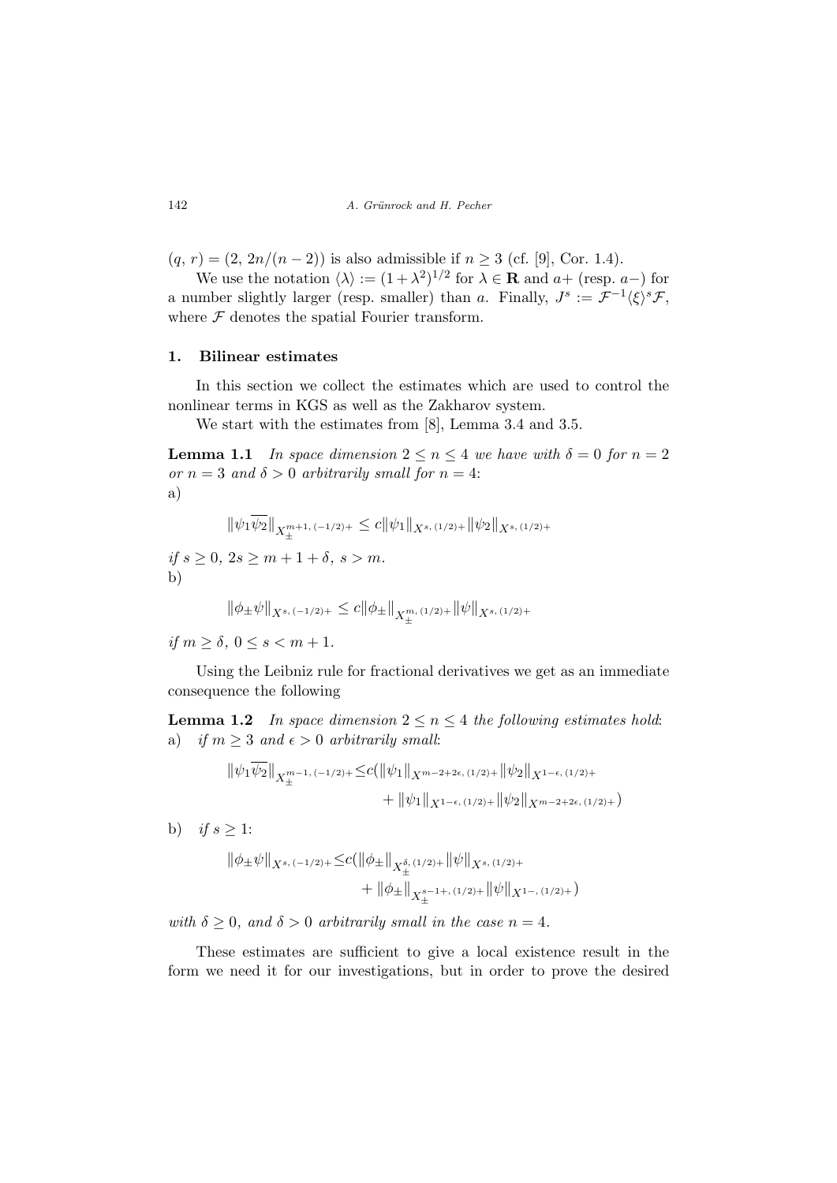$(q, r) = (2, 2n/(n-2))$ is also admissible if $n \geq 3$ (cf. [9], Cor. 1.4).

We use the notation $\langle \lambda \rangle := (1+\lambda^2)^{1/2}$ for $\lambda \in \mathbf{R}$ and $a+$ (resp. $a-$) for a number slightly larger (resp. smaller) than $a$. Finally, $J^s := \mathcal{F}^{-1} \langle \xi \rangle^s \mathcal{F}$, where $\mathcal{F}$ denotes the spatial Fourier transform.

## 1. Bilinear estimates

In this section we collect the estimates which are used to control the nonlinear terms in KGS as well as the Zakharov system.

We start with the estimates from [8], Lemma 3.4 and 3.5.

**Lemma 1.1** *In space dimension $2 \leq n \leq 4$ we have with $\delta = 0$ for $n = 2$ or $n = 3$ and $\delta > 0$ arbitrarily small for $n = 4$:*

a)

$$\|\psi_1 \overline{\psi_2}\|_{X_\pm^{m+1,\,(-1/2)+}} \leq c \|\psi_1\|_{X^{s,\,(1/2)+}} \|\psi_2\|_{X^{s,\,(1/2)+}}$$

*if $s \geq 0$, $2s \geq m+1+\delta$, $s > m$.*

b)

$$\|\phi_\pm \psi\|_{X^{s,\,(-1/2)+}} \leq c \|\phi_\pm\|_{X_\pm^{m,\,(1/2)+}} \|\psi\|_{X^{s,\,(1/2)+}}$$

*if $m \geq \delta$, $0 \leq s < m+1$.*

Using the Leibniz rule for fractional derivatives we get as an immediate consequence the following

**Lemma 1.2** *In space dimension $2 \leq n \leq 4$ the following estimates hold:*

a) *if $m \geq 3$ and $\epsilon > 0$ arbitrarily small:*

$$\|\psi_1 \overline{\psi_2}\|_{X_\pm^{m-1,\,(-1/2)+}} \leq c \big( \|\psi_1\|_{X^{m-2+2\epsilon,\,(1/2)+}} \|\psi_2\|_{X^{1-\epsilon,\,(1/2)+}} + \|\psi_1\|_{X^{1-\epsilon,\,(1/2)+}} \|\psi_2\|_{X^{m-2+2\epsilon,\,(1/2)+}} \big)$$

b) *if $s \geq 1$:*

$$\|\phi_\pm \psi\|_{X^{s,\,(-1/2)+}} \leq c \big( \|\phi_\pm\|_{X_\pm^{\delta,\,(1/2)+}} \|\psi\|_{X^{s,\,(1/2)+}} + \|\phi_\pm\|_{X_\pm^{s-1+,\,(1/2)+}} \|\psi\|_{X^{1-,\,(1/2)+}} \big)$$

*with $\delta \geq 0$, and $\delta > 0$ arbitrarily small in the case $n = 4$.*

These estimates are sufficient to give a local existence result in the form we need it for our investigations, but in order to prove the desired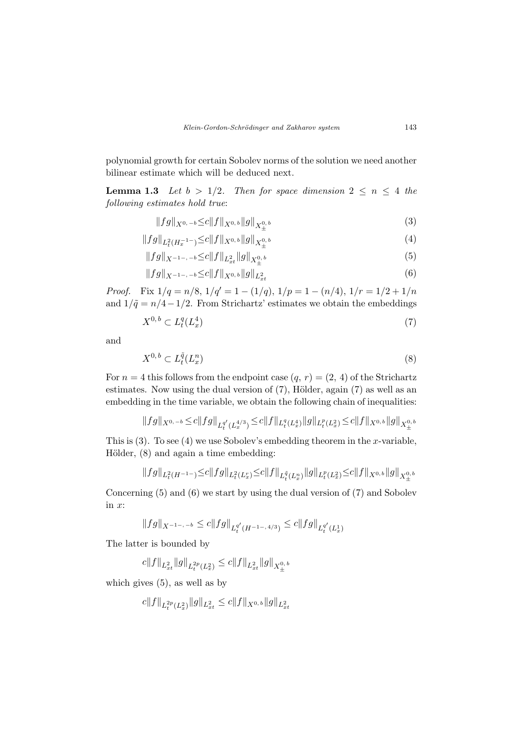polynomial growth for certain Sobolev norms of the solution we need another bilinear estimate which will be deduced next.

**Lemma 1.3** *Let $b > 1/2$. Then for space dimension $2 \leq n \leq 4$ the following estimates hold true*:

$$\|fg\|_{X^{0,-b}} \leq c\|f\|_{X^{0,b}}\|g\|_{X^{0,b}_{\pm}} \tag{3}$$

$$\|fg\|_{L^2_t(H^{-1-}_x)} \leq c\|f\|_{X^{0,b}}\|g\|_{X^{0,b}_{\pm}} \tag{4}$$

$$\|fg\|_{X^{-1-,-b}} \leq c\|f\|_{L^2_{xt}}\|g\|_{X^{0,b}_{\pm}} \tag{5}$$

$$\|fg\|_{X^{-1-,-b}} \leq c\|f\|_{X^{0,b}}\|g\|_{L^2_{xt}} \tag{6}$$

*Proof.* Fix $1/q = n/8$, $1/q' = 1 - (1/q)$, $1/p = 1 - (n/4)$, $1/r = 1/2 + 1/n$ and $1/\tilde{q} = n/4 - 1/2$. From Strichartz' estimates we obtain the embeddings

$$X^{0,b} \subset L^q_t(L^4_x) \tag{7}$$

and

$$X^{0,b} \subset L^{\tilde{q}}_t(L^n_x) \tag{8}$$

For $n = 4$ this follows from the endpoint case $(q, r) = (2, 4)$ of the Strichartz estimates. Now using the dual version of (7), Hölder, again (7) as well as an embedding in the time variable, we obtain the following chain of inequalities:

$$\|fg\|_{X^{0,-b}} \leq c\|fg\|_{L^{q'}_t(L^{4/3}_x)} \leq c\|f\|_{L^q_t(L^4_x)}\|g\|_{L^p_t(L^2_x)} \leq c\|f\|_{X^{0,b}}\|g\|_{X^{0,b}_{\pm}}$$

This is (3). To see (4) we use Sobolev's embedding theorem in the $x$-variable, Hölder, (8) and again a time embedding:

$$\|fg\|_{L^2_t(H^{-1-})} \leq c\|fg\|_{L^2_t(L^r_x)} \leq c\|f\|_{L^{\tilde{q}}_t(L^n_x)}\|g\|_{L^p_t(L^2_x)} \leq c\|f\|_{X^{0,b}}\|g\|_{X^{0,b}_{\pm}}$$

Concerning (5) and (6) we start by using the dual version of (7) and Sobolev in $x$:

$$\|fg\|_{X^{-1-,-b}} \leq c\|fg\|_{L^{q'}_t(H^{-1-,4/3})} \leq c\|fg\|_{L^{q'}_t(L^1_x)}$$

The latter is bounded by

$$c\|f\|_{L^2_{xt}}\|g\|_{L^{2p}_t(L^2_x)} \leq c\|f\|_{L^2_{xt}}\|g\|_{X^{0,b}_{\pm}}$$

which gives (5), as well as by

$$c\|f\|_{L^{2p}_t(L^2_x)}\|g\|_{L^2_{xt}} \leq c\|f\|_{X^{0,b}}\|g\|_{L^2_{xt}}$$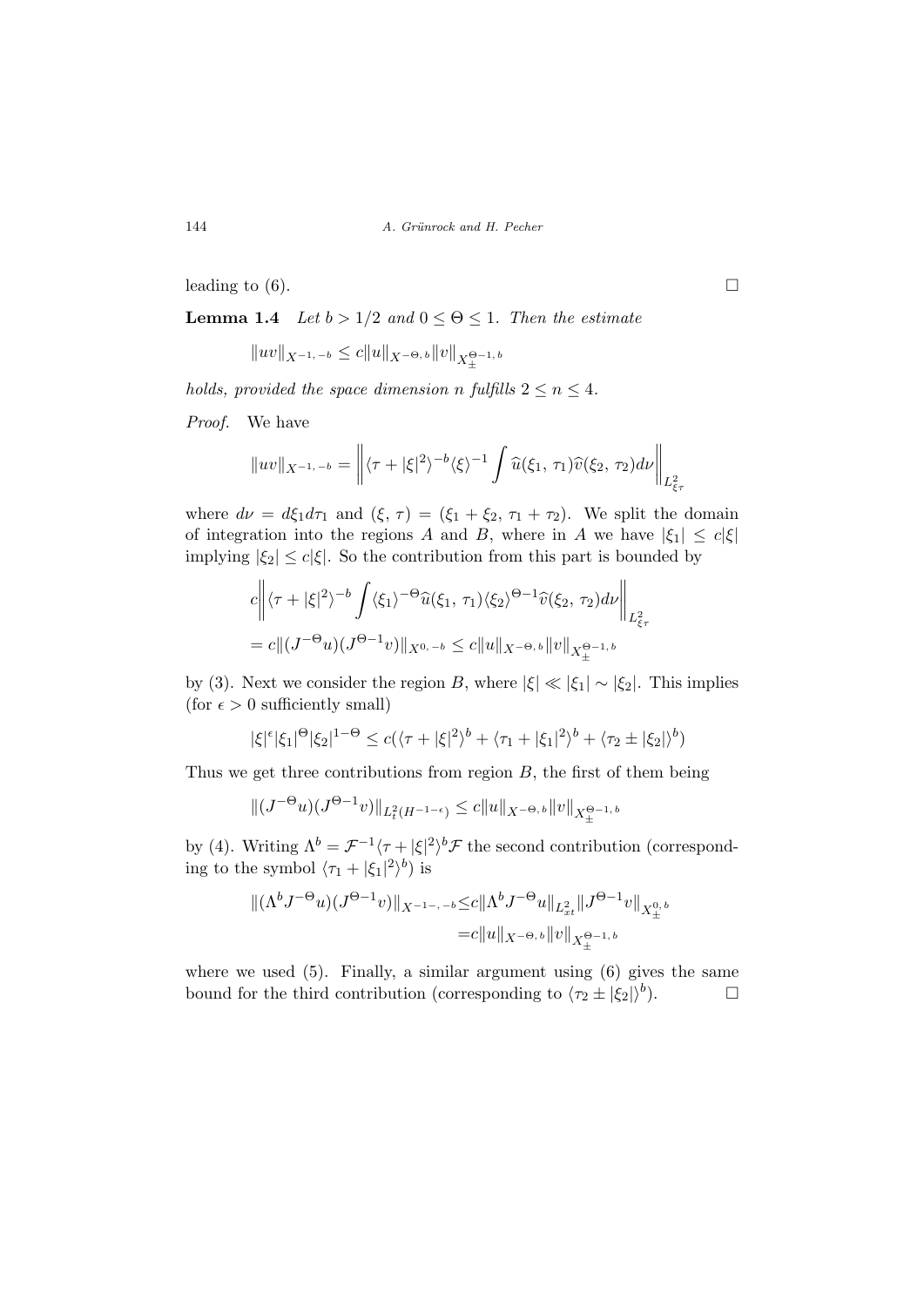leading to (6). □

**Lemma 1.4** *Let $b > 1/2$ and $0 \leq \Theta \leq 1$. Then the estimate*

$$\|uv\|_{X^{-1,\,-b}} \leq c\|u\|_{X^{-\Theta,\,b}}\|v\|_{X_{\pm}^{\Theta-1,\,b}}$$

*holds, provided the space dimension $n$ fulfills $2 \leq n \leq 4$.*

*Proof.* We have

$$\|uv\|_{X^{-1,\,-b}} = \left\| \langle \tau + |\xi|^2 \rangle^{-b} \langle \xi \rangle^{-1} \int \widehat{u}(\xi_1,\, \tau_1)\widehat{v}(\xi_2,\, \tau_2) d\nu \right\|_{L^2_{\xi\tau}}$$

where $d\nu = d\xi_1 d\tau_1$ and $(\xi,\, \tau) = (\xi_1 + \xi_2,\, \tau_1 + \tau_2)$. We split the domain of integration into the regions $A$ and $B$, where in $A$ we have $|\xi_1| \leq c|\xi|$ implying $|\xi_2| \leq c|\xi|$. So the contribution from this part is bounded by

$$\begin{aligned} &c\left\| \langle \tau + |\xi|^2 \rangle^{-b} \int \langle \xi_1 \rangle^{-\Theta} \widehat{u}(\xi_1,\, \tau_1) \langle \xi_2 \rangle^{\Theta-1} \widehat{v}(\xi_2,\, \tau_2) d\nu \right\|_{L^2_{\xi\tau}} \\ &= c\|(J^{-\Theta}u)(J^{\Theta-1}v)\|_{X^{0,\,-b}} \leq c\|u\|_{X^{-\Theta,\,b}}\|v\|_{X_{\pm}^{\Theta-1,\,b}} \end{aligned}$$

by (3). Next we consider the region $B$, where $|\xi| \ll |\xi_1| \sim |\xi_2|$. This implies (for $\epsilon > 0$ sufficiently small)

$$|\xi|^{\epsilon}|\xi_1|^{\Theta}|\xi_2|^{1-\Theta} \leq c(\langle \tau + |\xi|^2 \rangle^b + \langle \tau_1 + |\xi_1|^2 \rangle^b + \langle \tau_2 \pm |\xi_2| \rangle^b)$$

Thus we get three contributions from region $B$, the first of them being

$$\|(J^{-\Theta}u)(J^{\Theta-1}v)\|_{L^2_t(H^{-1-\epsilon})} \leq c\|u\|_{X^{-\Theta,\,b}}\|v\|_{X_{\pm}^{\Theta-1,\,b}}$$

by (4). Writing $\Lambda^b = \mathcal{F}^{-1}\langle \tau + |\xi|^2 \rangle^b \mathcal{F}$ the second contribution (corresponding to the symbol $\langle \tau_1 + |\xi_1|^2 \rangle^b$) is

$$\begin{aligned} \|(\Lambda^b J^{-\Theta}u)(J^{\Theta-1}v)\|_{X^{-1-,\,-b}} &\leq c\|\Lambda^b J^{-\Theta}u\|_{L^2_{xt}}\|J^{\Theta-1}v\|_{X_{\pm}^{0,\,b}} \\ &= c\|u\|_{X^{-\Theta,\,b}}\|v\|_{X_{\pm}^{\Theta-1,\,b}} \end{aligned}$$

where we used (5). Finally, a similar argument using (6) gives the same bound for the third contribution (corresponding to $\langle \tau_2 \pm |\xi_2| \rangle^b$). □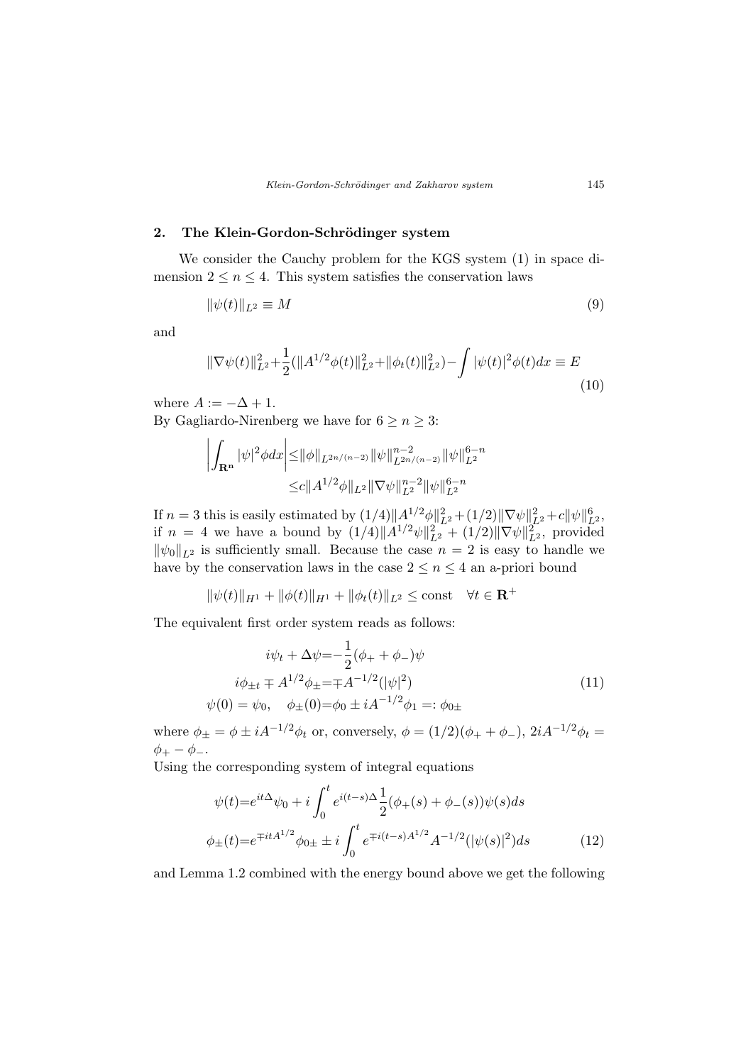## 2. The Klein-Gordon-Schrödinger system

We consider the Cauchy problem for the KGS system (1) in space dimension $2 \le n \le 4$. This system satisfies the conservation laws

$$\|\psi(t)\|_{L^2} \equiv M \tag{9}$$

and

$$\|\nabla\psi(t)\|_{L^2}^2 + \frac{1}{2}(\|A^{1/2}\phi(t)\|_{L^2}^2 + \|\phi_t(t)\|_{L^2}^2) - \int |\psi(t)|^2\phi(t)dx \equiv E \tag{10}$$

where $A := -\Delta + 1$.
By Gagliardo-Nirenberg we have for $6 \ge n \ge 3$:

$$\begin{aligned}\left|\int_{\mathbf{R^n}} |\psi|^2\phi dx\right| &\le \|\phi\|_{L^{2n/(n-2)}} \|\psi\|_{L^{2n/(n-2)}}^{n-2} \|\psi\|_{L^2}^{6-n} \\ &\le c\|A^{1/2}\phi\|_{L^2} \|\nabla\psi\|_{L^2}^{n-2} \|\psi\|_{L^2}^{6-n}\end{aligned}$$

If $n = 3$ this is easily estimated by $(1/4)\|A^{1/2}\phi\|_{L^2}^2 + (1/2)\|\nabla\psi\|_{L^2}^2 + c\|\psi\|_{L^2}^6$, if $n = 4$ we have a bound by $(1/4)\|A^{1/2}\psi\|_{L^2}^2 + (1/2)\|\nabla\psi\|_{L^2}^2$, provided $\|\psi_0\|_{L^2}$ is sufficiently small. Because the case $n = 2$ is easy to handle we have by the conservation laws in the case $2 \le n \le 4$ an a-priori bound

$$\|\psi(t)\|_{H^1} + \|\phi(t)\|_{H^1} + \|\phi_t(t)\|_{L^2} \le \text{const} \quad \forall t \in \mathbf{R}^+$$

The equivalent first order system reads as follows:

$$\begin{aligned} i\psi_t + \Delta\psi &= -\frac{1}{2}(\phi_+ + \phi_-)\psi \\ i\phi_{\pm t} \mp A^{1/2}\phi_\pm &= \mp A^{-1/2}(|\psi|^2) \\ \psi(0) = \psi_0, \quad \phi_\pm(0) &= \phi_0 \pm iA^{-1/2}\phi_1 =: \phi_{0\pm} \end{aligned} \tag{11}$$

where $\phi_\pm = \phi \pm iA^{-1/2}\phi_t$ or, conversely, $\phi = (1/2)(\phi_+ + \phi_-)$, $2iA^{-1/2}\phi_t = \phi_+ - \phi_-$.
Using the corresponding system of integral equations

$$\begin{aligned} \psi(t) &= e^{it\Delta}\psi_0 + i\int_0^t e^{i(t-s)\Delta}\frac{1}{2}(\phi_+(s) + \phi_-(s))\psi(s)ds \\ \phi_\pm(t) &= e^{\mp itA^{1/2}}\phi_{0\pm} \pm i\int_0^t e^{\mp i(t-s)A^{1/2}}A^{-1/2}(|\psi(s)|^2)ds \end{aligned} \tag{12}$$

and Lemma 1.2 combined with the energy bound above we get the following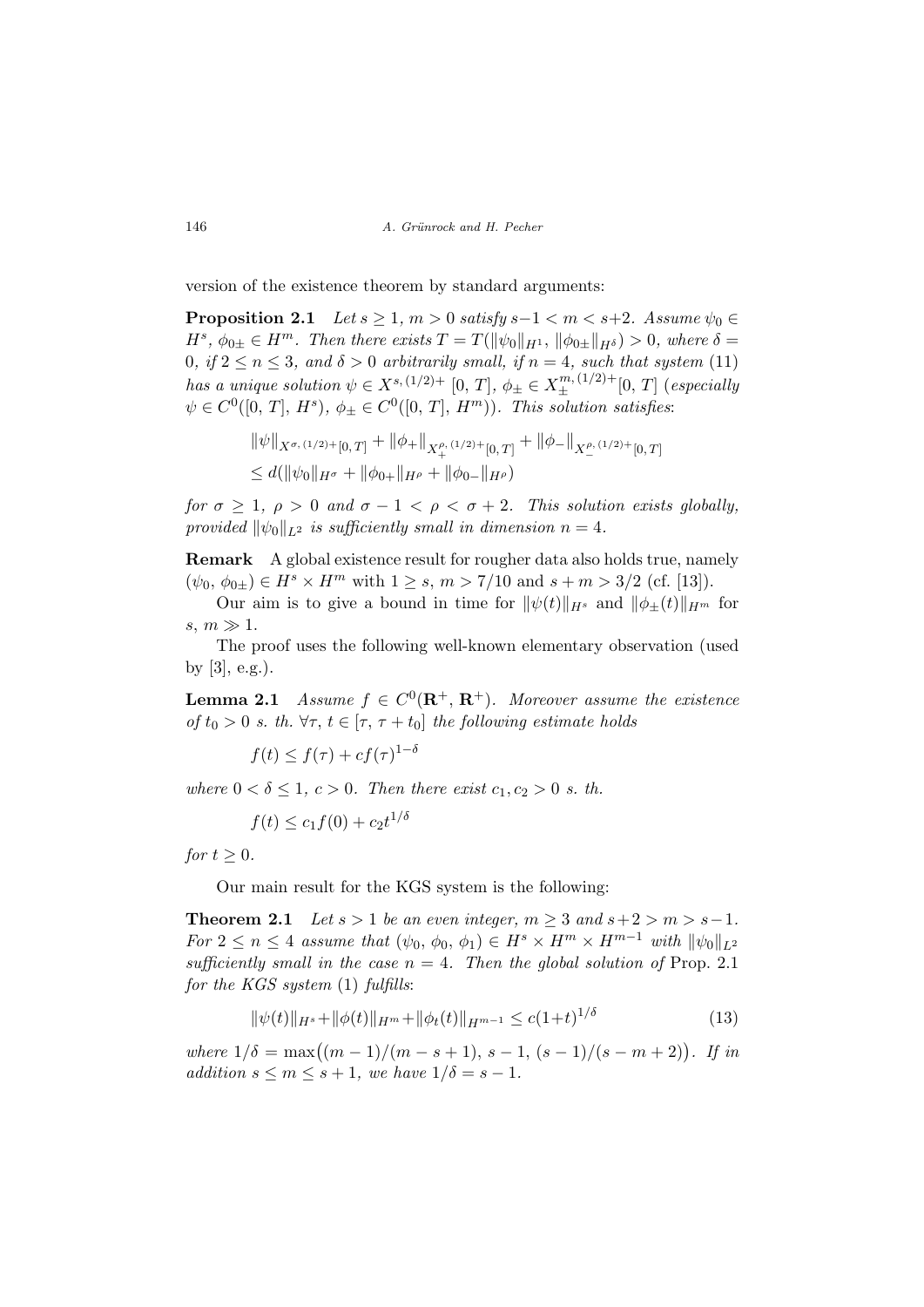version of the existence theorem by standard arguments:

**Proposition 2.1** *Let $s \geq 1$, $m > 0$ satisfy $s-1 < m < s+2$. Assume $\psi_0 \in H^s$, $\phi_{0\pm} \in H^m$. Then there exists $T = T(\|\psi_0\|_{H^1}, \|\phi_{0\pm}\|_{H^\delta}) > 0$, where $\delta = 0$, if $2 \leq n \leq 3$, and $\delta > 0$ arbitrarily small, if $n = 4$, such that system* (11) *has a unique solution $\psi \in X^{s,(1/2)+}[0,T]$, $\phi_\pm \in X_\pm^{m,(1/2)+}[0,T]$ (especially $\psi \in C^0([0,T], H^s)$, $\phi_\pm \in C^0([0,T], H^m)$). This solution satisfies*:

$$
\begin{aligned}
&\|\psi\|_{X^{\sigma,(1/2)+}[0,T]} + \|\phi_+\|_{X_+^{\rho,(1/2)+}[0,T]} + \|\phi_-\|_{X_-^{\rho,(1/2)+}[0,T]} \\
&\leq d(\|\psi_0\|_{H^\sigma} + \|\phi_{0+}\|_{H^\rho} + \|\phi_{0-}\|_{H^\rho})
\end{aligned}
$$

*for $\sigma \geq 1$, $\rho > 0$ and $\sigma - 1 < \rho < \sigma + 2$. This solution exists globally, provided $\|\psi_0\|_{L^2}$ is sufficiently small in dimension $n = 4$.*

**Remark** A global existence result for rougher data also holds true, namely $(\psi_0, \phi_{0\pm}) \in H^s \times H^m$ with $1 \geq s$, $m > 7/10$ and $s + m > 3/2$ (cf. [13]).

Our aim is to give a bound in time for $\|\psi(t)\|_{H^s}$ and $\|\phi_\pm(t)\|_{H^m}$ for $s, m \gg 1$.

The proof uses the following well-known elementary observation (used by [3], e.g.).

**Lemma 2.1** *Assume $f \in C^0(\mathbf{R}^+, \mathbf{R}^+)$. Moreover assume the existence of $t_0 > 0$ s. th. $\forall \tau$, $t \in [\tau, \tau + t_0]$ the following estimate holds*

$$f(t) \leq f(\tau) + cf(\tau)^{1-\delta}$$

*where $0 < \delta \leq 1$, $c > 0$. Then there exist $c_1, c_2 > 0$ s. th.*

$$f(t) \leq c_1 f(0) + c_2 t^{1/\delta}$$

*for $t \geq 0$.*

Our main result for the KGS system is the following:

**Theorem 2.1** *Let $s > 1$ be an even integer, $m \geq 3$ and $s+2 > m > s-1$. For $2 \leq n \leq 4$ assume that $(\psi_0, \phi_0, \phi_1) \in H^s \times H^m \times H^{m-1}$ with $\|\psi_0\|_{L^2}$ sufficiently small in the case $n = 4$. Then the global solution of* Prop. 2.1 *for the KGS system* (1) *fulfills*:

$$\|\psi(t)\|_{H^s} + \|\phi(t)\|_{H^m} + \|\phi_t(t)\|_{H^{m-1}} \leq c(1+t)^{1/\delta} \tag{13}$$

*where $1/\delta = \max\big((m-1)/(m-s+1),\, s-1,\, (s-1)/(s-m+2)\big)$. If in addition $s \leq m \leq s+1$, we have $1/\delta = s-1$.*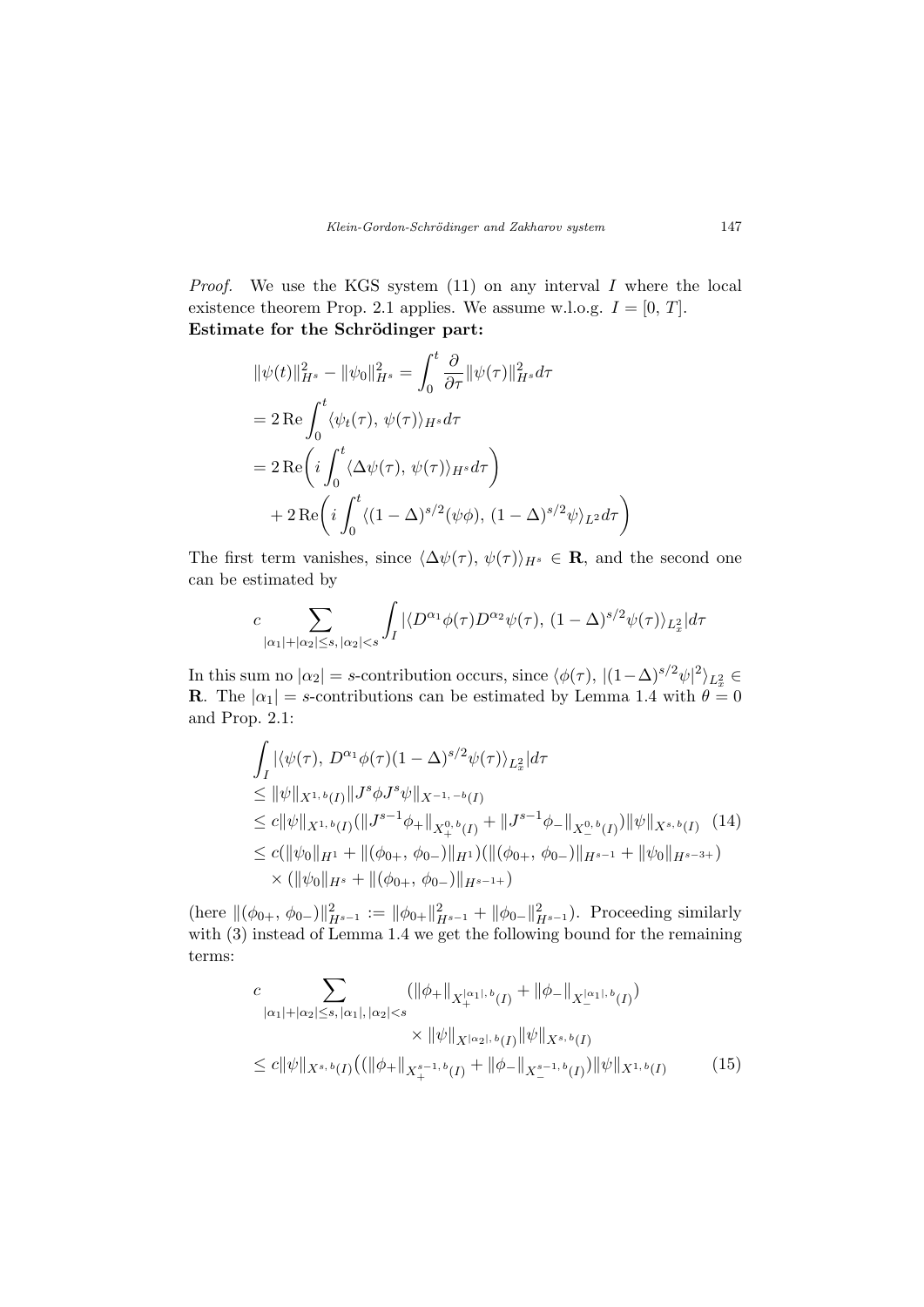*Proof.* We use the KGS system (11) on any interval $I$ where the local existence theorem Prop. 2.1 applies. We assume w.l.o.g. $I = [0, T]$.

**Estimate for the Schrödinger part:**

$$
\begin{aligned}
&\|\psi(t)\|_{H^s}^2 - \|\psi_0\|_{H^s}^2 = \int_0^t \frac{\partial}{\partial \tau} \|\psi(\tau)\|_{H^s}^2 d\tau \\
&= 2\,\mathrm{Re} \int_0^t \langle \psi_t(\tau),\, \psi(\tau)\rangle_{H^s} d\tau \\
&= 2\,\mathrm{Re}\bigg( i \int_0^t \langle \Delta\psi(\tau),\, \psi(\tau)\rangle_{H^s} d\tau \bigg) \\
&\quad + 2\,\mathrm{Re}\bigg( i \int_0^t \langle (1-\Delta)^{s/2}(\psi\phi),\, (1-\Delta)^{s/2}\psi\rangle_{L^2} d\tau \bigg)
\end{aligned}
$$

The first term vanishes, since $\langle \Delta\psi(\tau),\, \psi(\tau)\rangle_{H^s} \in \mathbf{R}$, and the second one can be estimated by

$$
c \sum_{|\alpha_1|+|\alpha_2| \le s,\, |\alpha_2|<s} \int_I |\langle D^{\alpha_1}\phi(\tau) D^{\alpha_2}\psi(\tau),\, (1-\Delta)^{s/2}\psi(\tau)\rangle_{L_x^2}| d\tau
$$

In this sum no $|\alpha_2| = s$-contribution occurs, since $\langle \phi(\tau),\, |(1-\Delta)^{s/2}\psi|^2\rangle_{L_x^2} \in \mathbf{R}$. The $|\alpha_1| = s$-contributions can be estimated by Lemma 1.4 with $\theta = 0$ and Prop. 2.1:

$$
\begin{aligned}
&\int_I |\langle \psi(\tau),\, D^{\alpha_1}\phi(\tau)(1-\Delta)^{s/2}\psi(\tau)\rangle_{L_x^2}| d\tau \\
&\le \|\psi\|_{X^{1,\,b}(I)} \|J^s\phi J^s\psi\|_{X^{-1,\,-b}(I)} \\
&\le c\|\psi\|_{X^{1,\,b}(I)} \big(\|J^{s-1}\phi_+\|_{X_+^{0,\,b}(I)} + \|J^{s-1}\phi_-\|_{X_-^{0,\,b}(I)}\big) \|\psi\|_{X^{s,\,b}(I)} \qquad (14)\\
&\le c(\|\psi_0\|_{H^1} + \|(\phi_{0+},\, \phi_{0-})\|_{H^1})(\|(\phi_{0+},\, \phi_{0-})\|_{H^{s-1}} + \|\psi_0\|_{H^{s-3+}}) \\
&\quad \times (\|\psi_0\|_{H^s} + \|(\phi_{0+},\, \phi_{0-})\|_{H^{s-1+}})
\end{aligned}
$$

(here $\|(\phi_{0+},\, \phi_{0-})\|_{H^{s-1}}^2 := \|\phi_{0+}\|_{H^{s-1}}^2 + \|\phi_{0-}\|_{H^{s-1}}^2$). Proceeding similarly with (3) instead of Lemma 1.4 we get the following bound for the remaining terms:

$$
\begin{aligned}
&c \sum_{|\alpha_1|+|\alpha_2| \le s,\, |\alpha_1|,\, |\alpha_2|<s} (\|\phi_+\|_{X_+^{|\alpha_1|,\,b}(I)} + \|\phi_-\|_{X_-^{|\alpha_1|,\,b}(I)}) \\
&\qquad\qquad \times \|\psi\|_{X^{|\alpha_2|,\,b}(I)} \|\psi\|_{X^{s,\,b}(I)} \\
&\le c\|\psi\|_{X^{s,\,b}(I)} \big( (\|\phi_+\|_{X_+^{s-1,\,b}(I)} + \|\phi_-\|_{X_-^{s-1,\,b}(I)}) \|\psi\|_{X^{1,\,b}(I)} \qquad (15)
\end{aligned}
$$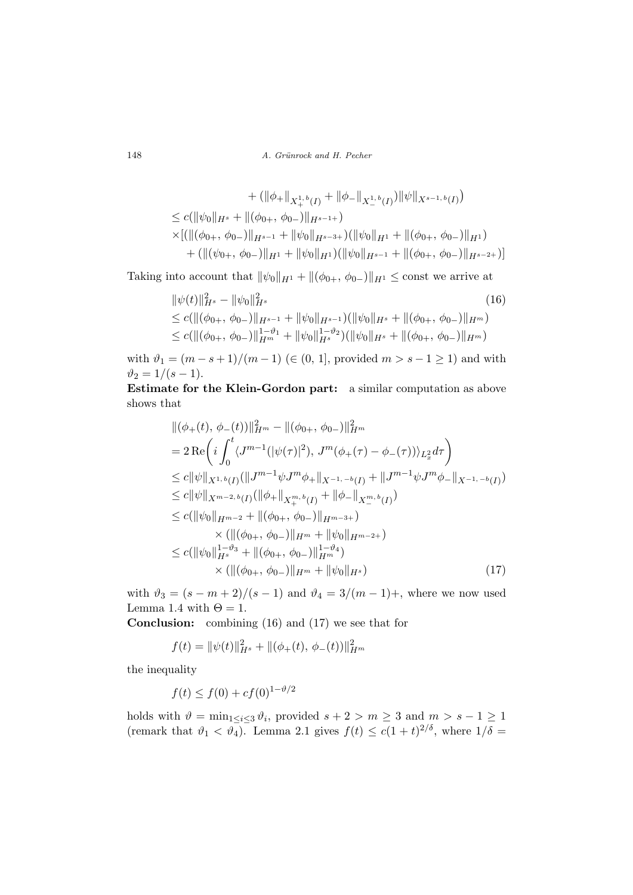$$
\begin{aligned}
&\quad + (\|\phi_+\|_{X_+^{1,b}(I)} + \|\phi_-\|_{X_-^{1,b}(I)})\|\psi\|_{X^{s-1,b}(I)}\big) \\
&\leq c(\|\psi_0\|_{H^s} + \|(\phi_{0+}, \phi_{0-})\|_{H^{s-1+}}) \\
&\times [(\|(\phi_{0+}, \phi_{0-})\|_{H^{s-1}} + \|\psi_0\|_{H^{s-3+}})(\|\psi_0\|_{H^1} + \|(\phi_{0+}, \phi_{0-})\|_{H^1}) \\
&\quad + (\|(\psi_{0+}, \phi_{0-})\|_{H^1} + \|\psi_0\|_{H^1})(\|\psi_0\|_{H^{s-1}} + \|(\phi_{0+}, \phi_{0-})\|_{H^{s-2+}})]
\end{aligned}
$$

Taking into account that $\|\psi_0\|_{H^1} + \|(\phi_{0+}, \phi_{0-})\|_{H^1} \leq \text{const}$ we arrive at

$$
\begin{aligned}
&\|\psi(t)\|_{H^s}^2 - \|\psi_0\|_{H^s}^2 \qquad (16)\\
&\leq c(\|(\phi_{0+}, \phi_{0-})\|_{H^{s-1}} + \|\psi_0\|_{H^{s-1}})(\|\psi_0\|_{H^s} + \|(\phi_{0+}, \phi_{0-})\|_{H^m}) \\
&\leq c(\|(\phi_{0+}, \phi_{0-})\|_{H^m}^{1-\vartheta_1} + \|\psi_0\|_{H^s}^{1-\vartheta_2})(\|\psi_0\|_{H^s} + \|(\phi_{0+}, \phi_{0-})\|_{H^m})
\end{aligned}
$$

with $\vartheta_1 = (m-s+1)/(m-1)$ ($\in (0,1]$, provided $m > s-1 \geq 1$) and with $\vartheta_2 = 1/(s-1)$.

**Estimate for the Klein-Gordon part:** a similar computation as above shows that

$$
\begin{aligned}
&\|(\phi_+(t), \phi_-(t))\|_{H^m}^2 - \|(\phi_{0+}, \phi_{0-})\|_{H^m}^2 \\
&= 2\,\mathrm{Re}\bigg(i\int_0^t \langle J^{m-1}(|\psi(\tau)|^2),\, J^m(\phi_+(\tau) - \phi_-(\tau))\rangle_{L_x^2} d\tau\bigg) \\
&\leq c\|\psi\|_{X^{1,b}(I)}(\|J^{m-1}\psi J^m\phi_+\|_{X^{-1,-b}(I)} + \|J^{m-1}\psi J^m\phi_-\|_{X^{-1,-b}(I)}) \\
&\leq c\|\psi\|_{X^{m-2,b}(I)}(\|\phi_+\|_{X_+^{m,b}(I)} + \|\phi_-\|_{X_-^{m,b}(I)}) \\
&\leq c(\|\psi_0\|_{H^{m-2}} + \|(\phi_{0+}, \phi_{0-})\|_{H^{m-3+}}) \\
&\qquad \times (\|(\phi_{0+}, \phi_{0-})\|_{H^m} + \|\psi_0\|_{H^{m-2+}}) \\
&\leq c(\|\psi_0\|_{H^s}^{1-\vartheta_3} + \|(\phi_{0+}, \phi_{0-})\|_{H^m}^{1-\vartheta_4}) \\
&\qquad \times (\|(\phi_{0+}, \phi_{0-})\|_{H^m} + \|\psi_0\|_{H^s}) \qquad (17)
\end{aligned}
$$

with $\vartheta_3 = (s-m+2)/(s-1)$ and $\vartheta_4 = 3/(m-1)+$, where we now used Lemma 1.4 with $\Theta = 1$.

**Conclusion:** combining (16) and (17) we see that for

$$f(t) = \|\psi(t)\|_{H^s}^2 + \|(\phi_+(t), \phi_-(t))\|_{H^m}^2$$

the inequality

$$f(t) \leq f(0) + cf(0)^{1-\vartheta/2}$$

holds with $\vartheta = \min_{1\leq i \leq 3}\vartheta_i$, provided $s+2 > m \geq 3$ and $m > s-1 \geq 1$ (remark that $\vartheta_1 < \vartheta_4$). Lemma 2.1 gives $f(t) \leq c(1+t)^{2/\delta}$, where $1/\delta =$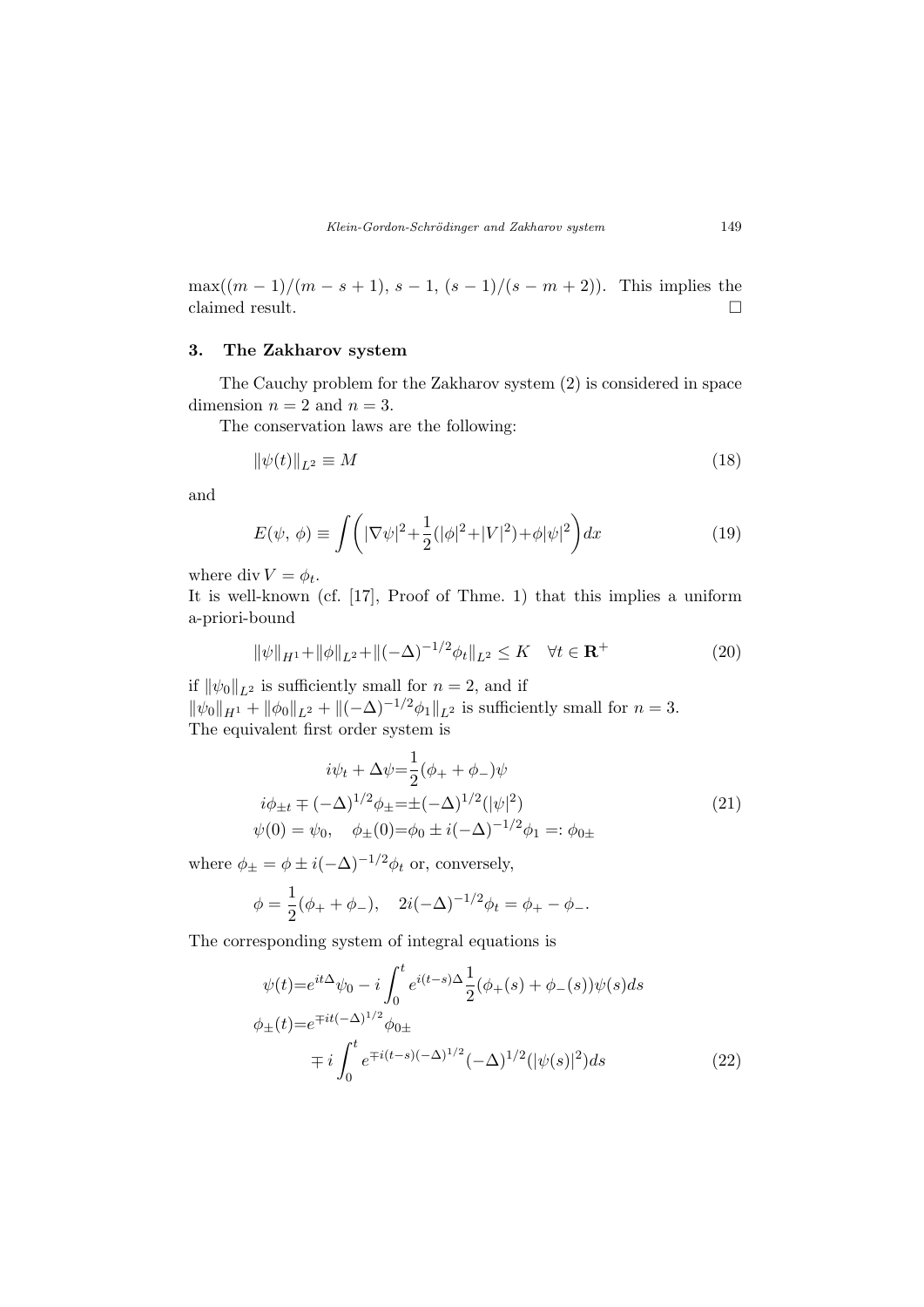$\max((m-1)/(m-s+1),\, s-1,\, (s-1)/(s-m+2))$. This implies the claimed result. $\square$

## 3. The Zakharov system

The Cauchy problem for the Zakharov system (2) is considered in space dimension $n=2$ and $n=3$.

The conservation laws are the following:

$$\|\psi(t)\|_{L^2} \equiv M \tag{18}$$

and

$$E(\psi,\,\phi) \equiv \int\left(|\nabla\psi|^2+\frac{1}{2}(|\phi|^2+|V|^2)+\phi|\psi|^2\right)dx \tag{19}$$

where $\operatorname{div} V = \phi_t$.

It is well-known (cf. [17], Proof of Thme. 1) that this implies a uniform a-priori-bound

$$\|\psi\|_{H^1}+\|\phi\|_{L^2}+\|(-\Delta)^{-1/2}\phi_t\|_{L^2} \le K \quad \forall t \in \mathbf{R}^+ \tag{20}$$

if $\|\psi_0\|_{L^2}$ is sufficiently small for $n=2$, and if $\|\psi_0\|_{H^1}+\|\phi_0\|_{L^2}+\|(-\Delta)^{-1/2}\phi_1\|_{L^2}$ is sufficiently small for $n=3$.
The equivalent first order system is

$$\begin{aligned}
i\psi_t+\Delta\psi &= \frac{1}{2}(\phi_+ + \phi_-)\psi \\
i\phi_{\pm t} \mp (-\Delta)^{1/2}\phi_\pm &= \pm(-\Delta)^{1/2}(|\psi|^2) \\
\psi(0)=\psi_0, \quad \phi_\pm(0) &= \phi_0 \pm i(-\Delta)^{-1/2}\phi_1 =: \phi_{0\pm}
\end{aligned} \tag{21}$$

where $\phi_\pm = \phi \pm i(-\Delta)^{-1/2}\phi_t$ or, conversely,

$$\phi = \frac{1}{2}(\phi_+ + \phi_-), \quad 2i(-\Delta)^{-1/2}\phi_t = \phi_+ - \phi_-.$$

The corresponding system of integral equations is

$$\begin{aligned}
\psi(t) &= e^{it\Delta}\psi_0 - i\int_0^t e^{i(t-s)\Delta}\frac{1}{2}(\phi_+(s)+\phi_-(s))\psi(s)ds \\
\phi_\pm(t) &= e^{\mp it(-\Delta)^{1/2}}\phi_{0\pm} \\
&\quad \mp i\int_0^t e^{\mp i(t-s)(-\Delta)^{1/2}}(-\Delta)^{1/2}(|\psi(s)|^2)ds
\end{aligned} \tag{22}$$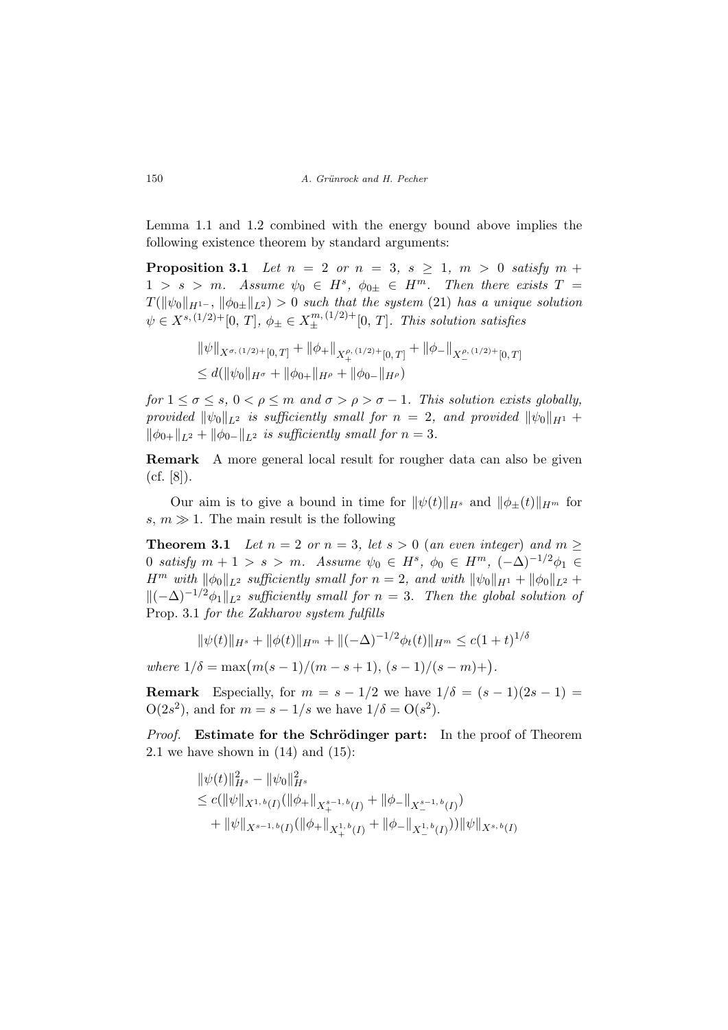Lemma 1.1 and 1.2 combined with the energy bound above implies the following existence theorem by standard arguments:

**Proposition 3.1** *Let $n = 2$ or $n = 3$, $s \geq 1$, $m > 0$ satisfy $m + 1 > s > m$. Assume $\psi_0 \in H^s$, $\phi_{0\pm} \in H^m$. Then there exists $T = T(\|\psi_0\|_{H^{1-}}, \|\phi_{0\pm}\|_{L^2}) > 0$ such that the system* (21) *has a unique solution $\psi \in X^{s,(1/2)+}[0,T]$, $\phi_\pm \in X_\pm^{m,(1/2)+}[0,T]$. This solution satisfies*

$$
\begin{aligned}
&\|\psi\|_{X^{\sigma,(1/2)+}[0,T]} + \|\phi_+\|_{X_+^{\rho,(1/2)+}[0,T]} + \|\phi_-\|_{X_-^{\rho,(1/2)+}[0,T]} \\
&\leq d(\|\psi_0\|_{H^\sigma} + \|\phi_{0+}\|_{H^\rho} + \|\phi_{0-}\|_{H^\rho})
\end{aligned}
$$

*for $1 \leq \sigma \leq s$, $0 < \rho \leq m$ and $\sigma > \rho > \sigma - 1$. This solution exists globally, provided $\|\psi_0\|_{L^2}$ is sufficiently small for $n = 2$, and provided $\|\psi_0\|_{H^1} + \|\phi_{0+}\|_{L^2} + \|\phi_{0-}\|_{L^2}$ is sufficiently small for $n = 3$.*

**Remark** A more general local result for rougher data can also be given (cf. [8]).

Our aim is to give a bound in time for $\|\psi(t)\|_{H^s}$ and $\|\phi_\pm(t)\|_{H^m}$ for $s, m \gg 1$. The main result is the following

**Theorem 3.1** *Let $n = 2$ or $n = 3$, let $s > 0$ (an even integer) and $m \geq 0$ satisfy $m + 1 > s > m$. Assume $\psi_0 \in H^s$, $\phi_0 \in H^m$, $(-\Delta)^{-1/2}\phi_1 \in H^m$ with $\|\phi_0\|_{L^2}$ sufficiently small for $n = 2$, and with $\|\psi_0\|_{H^1} + \|\phi_0\|_{L^2} + \|(-\Delta)^{-1/2}\phi_1\|_{L^2}$ sufficiently small for $n = 3$. Then the global solution of* Prop. 3.1 *for the Zakharov system fulfills*

$$
\|\psi(t)\|_{H^s} + \|\phi(t)\|_{H^m} + \|(-\Delta)^{-1/2}\phi_t(t)\|_{H^m} \leq c(1+t)^{1/\delta}
$$

*where $1/\delta = \max\big(m(s-1)/(m-s+1), (s-1)/(s-m)+\big)$.*

**Remark** Especially, for $m = s - 1/2$ we have $1/\delta = (s-1)(2s-1) = \mathrm{O}(2s^2)$, and for $m = s - 1/s$ we have $1/\delta = \mathrm{O}(s^2)$.

*Proof.* **Estimate for the Schrödinger part:** In the proof of Theorem 2.1 we have shown in (14) and (15):

$$
\begin{aligned}
&\|\psi(t)\|_{H^s}^2 - \|\psi_0\|_{H^s}^2 \\
&\leq c(\|\psi\|_{X^{1,b}(I)}(\|\phi_+\|_{X_+^{s-1,b}(I)} + \|\phi_-\|_{X_-^{s-1,b}(I)}) \\
&\quad + \|\psi\|_{X^{s-1,b}(I)}(\|\phi_+\|_{X_+^{1,b}(I)} + \|\phi_-\|_{X_-^{1,b}(I)}))\|\psi\|_{X^{s,b}(I)}
\end{aligned}
$$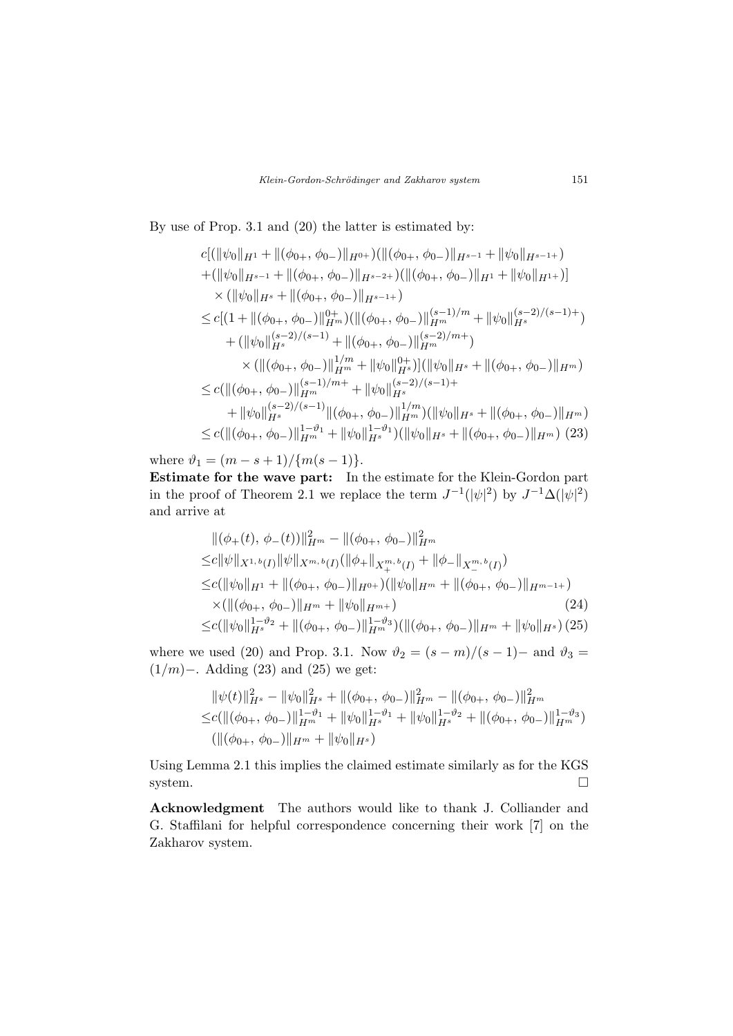By use of Prop. 3.1 and (20) the latter is estimated by:

$$
\begin{aligned}
& c[(\|\psi_0\|_{H^1} + \|(\phi_{0+},\, \phi_{0-})\|_{H^{0+}})(\|(\phi_{0+},\, \phi_{0-})\|_{H^{s-1}} + \|\psi_0\|_{H^{s-1+}}) \\
& +(\|\psi_0\|_{H^{s-1}} + \|(\phi_{0+},\, \phi_{0-})\|_{H^{s-2+}})(\|(\phi_{0+},\, \phi_{0-})\|_{H^1} + \|\psi_0\|_{H^{1+}})] \\
& \quad \times (\|\psi_0\|_{H^s} + \|(\phi_{0+},\, \phi_{0-})\|_{H^{s-1+}}) \\
& \leq c[(1 + \|(\phi_{0+},\, \phi_{0-})\|_{H^m}^{0+})(\|(\phi_{0+},\, \phi_{0-})\|_{H^m}^{(s-1)/m} + \|\psi_0\|_{H^s}^{(s-2)/(s-1)+}) \\
& \quad + (\|\psi_0\|_{H^s}^{(s-2)/(s-1)} + \|(\phi_{0+},\, \phi_{0-})\|_{H^m}^{(s-2)/m+}) \\
& \qquad \times (\|(\phi_{0+},\, \phi_{0-})\|_{H^m}^{1/m} + \|\psi_0\|_{H^s}^{0+})](\|\psi_0\|_{H^s} + \|(\phi_{0+},\, \phi_{0-})\|_{H^m}) \\
& \leq c(\|(\phi_{0+},\, \phi_{0-})\|_{H^m}^{(s-1)/m+} + \|\psi_0\|_{H^s}^{(s-2)/(s-1)+} \\
& \quad + \|\psi_0\|_{H^s}^{(s-2)/(s-1)} \|(\phi_{0+},\, \phi_{0-})\|_{H^m}^{1/m})(\|\psi_0\|_{H^s} + \|(\phi_{0+},\, \phi_{0-})\|_{H^m}) \\
& \leq c(\|(\phi_{0+},\, \phi_{0-})\|_{H^m}^{1-\vartheta_1} + \|\psi_0\|_{H^s}^{1-\vartheta_1})(\|\psi_0\|_{H^s} + \|(\phi_{0+},\, \phi_{0-})\|_{H^m}) \quad (23)
\end{aligned}
$$

where $\vartheta_1 = (m-s+1)/\{m(s-1)\}$.

**Estimate for the wave part:** In the estimate for the Klein-Gordon part in the proof of Theorem 2.1 we replace the term $J^{-1}(|\psi|^2)$ by $J^{-1}\Delta(|\psi|^2)$ and arrive at

$$
\begin{aligned}
& \|(\phi_+(t),\, \phi_-(t))\|_{H^m}^2 - \|(\phi_{0+},\, \phi_{0-})\|_{H^m}^2 \\
\leq & c\|\psi\|_{X^{1,\,b}(I)} \|\psi\|_{X^{m,\,b}(I)} (\|\phi_+\|_{X_+^{m,\,b}(I)} + \|\phi_-\|_{X_-^{m,\,b}(I)}) \\
\leq & c(\|\psi_0\|_{H^1} + \|(\phi_{0+},\, \phi_{0-})\|_{H^{0+}})(\|\psi_0\|_{H^m} + \|(\phi_{0+},\, \phi_{0-})\|_{H^{m-1+}}) \\
& \times (\|(\phi_{0+},\, \phi_{0-})\|_{H^m} + \|\psi_0\|_{H^{m+}}) \quad (24) \\
\leq & c(\|\psi_0\|_{H^s}^{1-\vartheta_2} + \|(\phi_{0+},\, \phi_{0-})\|_{H^m}^{1-\vartheta_3})(\|(\phi_{0+},\, \phi_{0-})\|_{H^m} + \|\psi_0\|_{H^s}) \quad (25)
\end{aligned}
$$

where we used (20) and Prop. 3.1. Now $\vartheta_2 = (s-m)/(s-1)-$ and $\vartheta_3 = (1/m)-$. Adding (23) and (25) we get:

$$
\begin{aligned}
& \|\psi(t)\|_{H^s}^2 - \|\psi_0\|_{H^s}^2 + \|(\phi_{0+},\, \phi_{0-})\|_{H^m}^2 - \|(\phi_{0+},\, \phi_{0-})\|_{H^m}^2 \\
\leq & c(\|(\phi_{0+},\, \phi_{0-})\|_{H^m}^{1-\vartheta_1} + \|\psi_0\|_{H^s}^{1-\vartheta_1} + \|\psi_0\|_{H^s}^{1-\vartheta_2} + \|(\phi_{0+},\, \phi_{0-})\|_{H^m}^{1-\vartheta_3}) \\
& (\|(\phi_{0+},\, \phi_{0-})\|_{H^m} + \|\psi_0\|_{H^s})
\end{aligned}
$$

Using Lemma 2.1 this implies the claimed estimate similarly as for the KGS system. $\square$

**Acknowledgment** The authors would like to thank J. Colliander and G. Staffilani for helpful correspondence concerning their work [7] on the Zakharov system.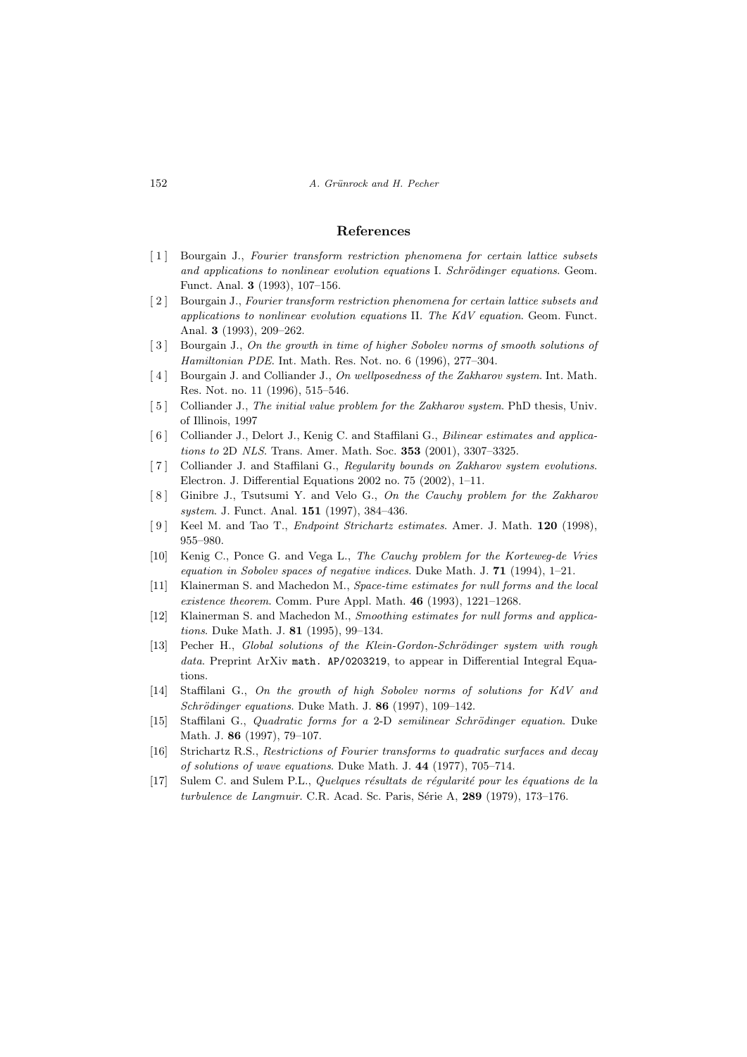## References

[1] Bourgain J., *Fourier transform restriction phenomena for certain lattice subsets and applications to nonlinear evolution equations* I. *Schrödinger equations*. Geom. Funct. Anal. **3** (1993), 107–156.

[2] Bourgain J., *Fourier transform restriction phenomena for certain lattice subsets and applications to nonlinear evolution equations* II. *The KdV equation*. Geom. Funct. Anal. **3** (1993), 209–262.

[3] Bourgain J., *On the growth in time of higher Sobolev norms of smooth solutions of Hamiltonian PDE*. Int. Math. Res. Not. no. 6 (1996), 277–304.

[4] Bourgain J. and Colliander J., *On wellposedness of the Zakharov system*. Int. Math. Res. Not. no. 11 (1996), 515–546.

[5] Colliander J., *The initial value problem for the Zakharov system*. PhD thesis, Univ. of Illinois, 1997

[6] Colliander J., Delort J., Kenig C. and Staffilani G., *Bilinear estimates and applications to* 2D *NLS*. Trans. Amer. Math. Soc. **353** (2001), 3307–3325.

[7] Colliander J. and Staffilani G., *Regularity bounds on Zakharov system evolutions*. Electron. J. Differential Equations 2002 no. 75 (2002), 1–11.

[8] Ginibre J., Tsutsumi Y. and Velo G., *On the Cauchy problem for the Zakharov system*. J. Funct. Anal. **151** (1997), 384–436.

[9] Keel M. and Tao T., *Endpoint Strichartz estimates*. Amer. J. Math. **120** (1998), 955–980.

[10] Kenig C., Ponce G. and Vega L., *The Cauchy problem for the Korteweg-de Vries equation in Sobolev spaces of negative indices*. Duke Math. J. **71** (1994), 1–21.

[11] Klainerman S. and Machedon M., *Space-time estimates for null forms and the local existence theorem*. Comm. Pure Appl. Math. **46** (1993), 1221–1268.

[12] Klainerman S. and Machedon M., *Smoothing estimates for null forms and applications*. Duke Math. J. **81** (1995), 99–134.

[13] Pecher H., *Global solutions of the Klein-Gordon-Schrödinger system with rough data*. Preprint ArXiv `math. AP/0203219`, to appear in Differential Integral Equations.

[14] Staffilani G., *On the growth of high Sobolev norms of solutions for KdV and Schrödinger equations*. Duke Math. J. **86** (1997), 109–142.

[15] Staffilani G., *Quadratic forms for a* 2-D *semilinear Schrödinger equation*. Duke Math. J. **86** (1997), 79–107.

[16] Strichartz R.S., *Restrictions of Fourier transforms to quadratic surfaces and decay of solutions of wave equations*. Duke Math. J. **44** (1977), 705–714.

[17] Sulem C. and Sulem P.L., *Quelques résultats de régularité pour les équations de la turbulence de Langmuir*. C.R. Acad. Sc. Paris, Série A, **289** (1979), 173–176.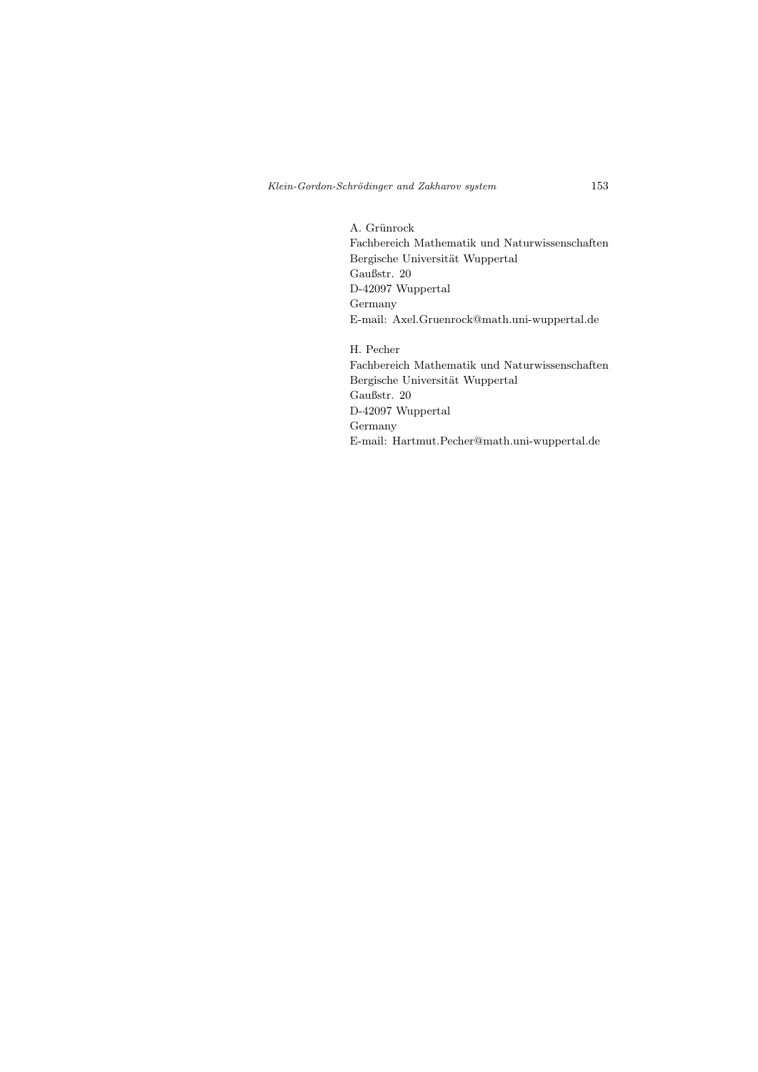A. Grünrock  
Fachbereich Mathematik und Naturwissenschaften  
Bergische Universität Wuppertal  
Gaußstr. 20  
D-42097 Wuppertal  
Germany  
E-mail: Axel.Gruenrock@math.uni-wuppertal.de

H. Pecher  
Fachbereich Mathematik und Naturwissenschaften  
Bergische Universität Wuppertal  
Gaußstr. 20  
D-42097 Wuppertal  
Germany  
E-mail: Hartmut.Pecher@math.uni-wuppertal.de